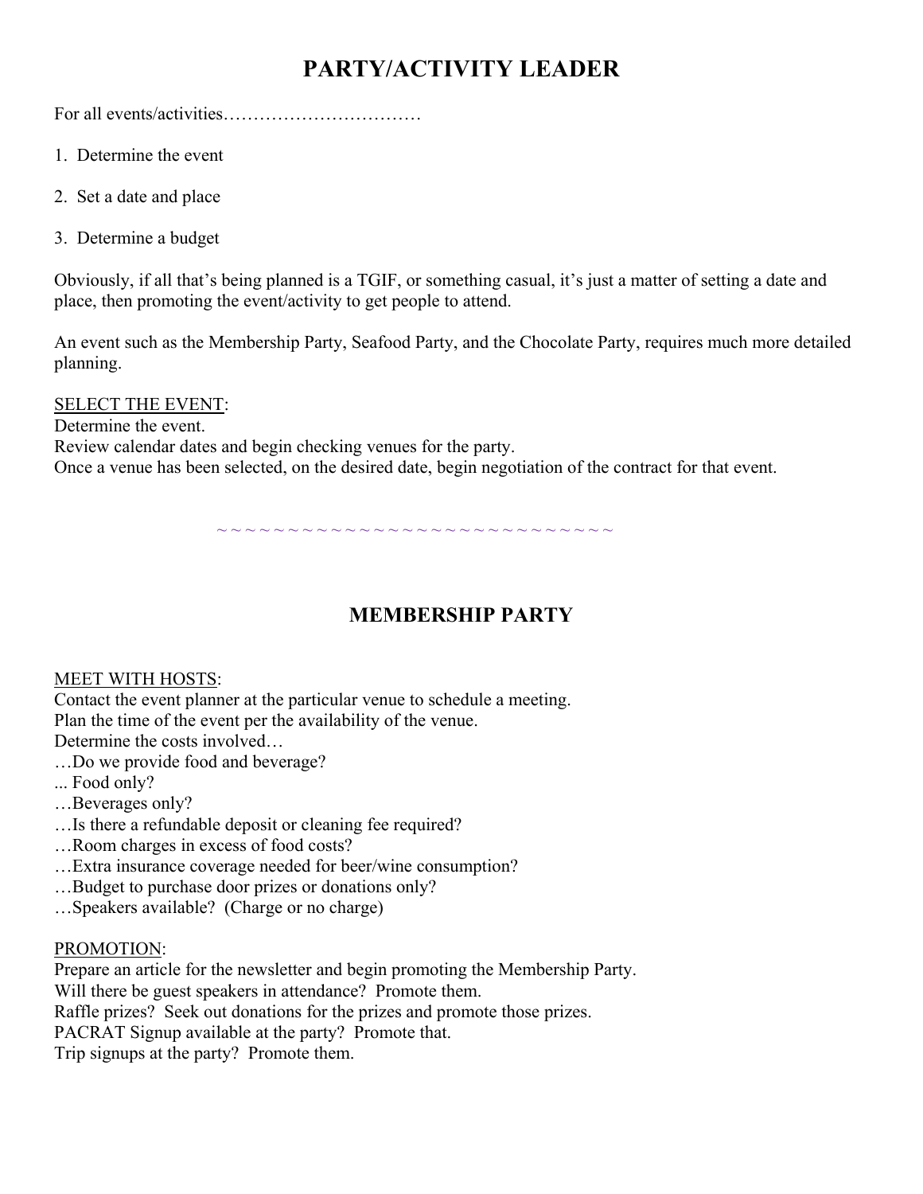# PARTY/ACTIVITY LEADER

For all events/activities……………………………

1. Determine the event

2. Set a date and place

3. Determine a budget

Obviously, if all that's being planned is a TGIF, or something casual, it's just a matter of setting a date and place, then promoting the event/activity to get people to attend.

An event such as the Membership Party, Seafood Party, and the Chocolate Party, requires much more detailed planning.

<u>SELECT THE EVENT</u>:
Determine the event.
Review calendar dates and begin checking venues for the party.
Once a venue has been selected, on the desired date, begin negotiation of the contract for that event.

~ ~ ~ ~ ~ ~ ~ ~ ~ ~ ~ ~ ~ ~ ~ ~ ~ ~ ~ ~ ~ ~ ~ ~ ~ ~ ~ ~ ~ ~

## MEMBERSHIP PARTY

<u>MEET WITH HOSTS</u>:
Contact the event planner at the particular venue to schedule a meeting.
Plan the time of the event per the availability of the venue.
Determine the costs involved…
…Do we provide food and beverage?
... Food only?
…Beverages only?
…Is there a refundable deposit or cleaning fee required?
…Room charges in excess of food costs?
…Extra insurance coverage needed for beer/wine consumption?
…Budget to purchase door prizes or donations only?
…Speakers available? (Charge or no charge)

<u>PROMOTION</u>:
Prepare an article for the newsletter and begin promoting the Membership Party.
Will there be guest speakers in attendance? Promote them.
Raffle prizes? Seek out donations for the prizes and promote those prizes.
PACRAT Signup available at the party? Promote that.
Trip signups at the party? Promote them.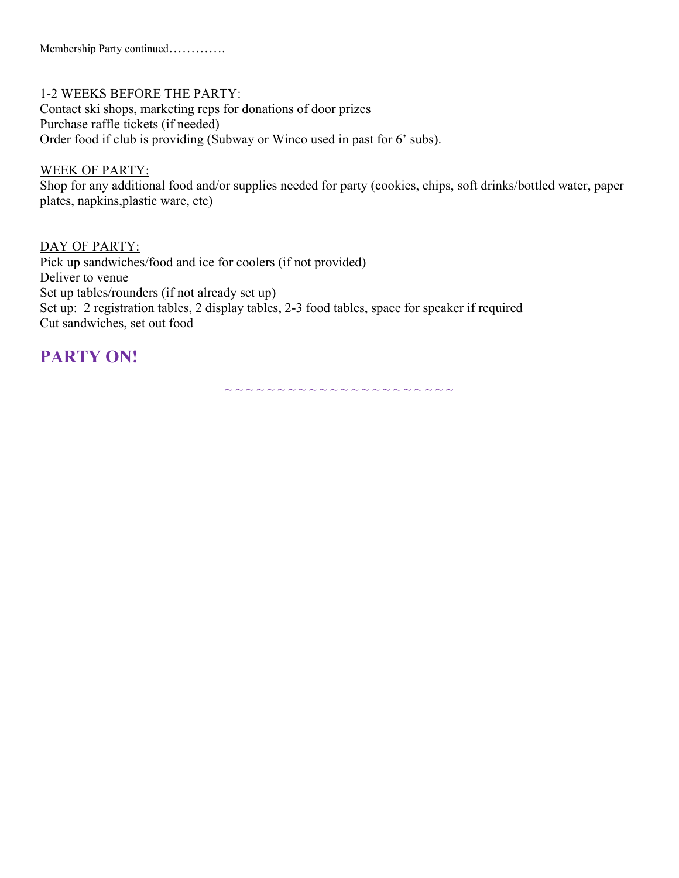Membership Party continued…………

<u>1-2 WEEKS BEFORE THE PARTY</u>:

Contact ski shops, marketing reps for donations of door prizes
Purchase raffle tickets (if needed)
Order food if club is providing (Subway or Winco used in past for 6' subs).

<u>WEEK OF PARTY:</u>

Shop for any additional food and/or supplies needed for party (cookies, chips, soft drinks/bottled water, paper plates, napkins,plastic ware, etc)

<u>DAY OF PARTY:</u>

Pick up sandwiches/food and ice for coolers (if not provided)
Deliver to venue
Set up tables/rounders (if not already set up)
Set up: 2 registration tables, 2 display tables, 2-3 food tables, space for speaker if required
Cut sandwiches, set out food

## PARTY ON!

~ ~ ~ ~ ~ ~ ~ ~ ~ ~ ~ ~ ~ ~ ~ ~ ~ ~ ~ ~ ~ ~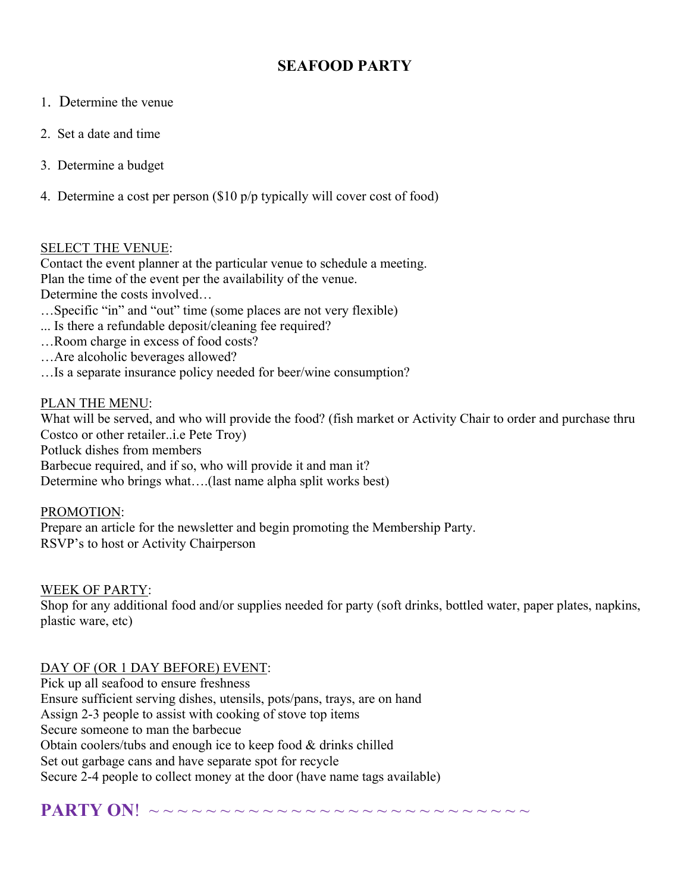# SEAFOOD PARTY

1. Determine the venue
2. Set a date and time
3. Determine a budget
4. Determine a cost per person ($10 p/p typically will cover cost of food)

SELECT THE VENUE:
Contact the event planner at the particular venue to schedule a meeting.
Plan the time of the event per the availability of the venue.
Determine the costs involved…
…Specific "in" and "out" time (some places are not very flexible)
... Is there a refundable deposit/cleaning fee required?
…Room charge in excess of food costs?
…Are alcoholic beverages allowed?
…Is a separate insurance policy needed for beer/wine consumption?

PLAN THE MENU:
What will be served, and who will provide the food? (fish market or Activity Chair to order and purchase thru Costco or other retailer..i.e Pete Troy)
Potluck dishes from members
Barbecue required, and if so, who will provide it and man it?
Determine who brings what….(last name alpha split works best)

PROMOTION:
Prepare an article for the newsletter and begin promoting the Membership Party.
RSVP's to host or Activity Chairperson

WEEK OF PARTY:
Shop for any additional food and/or supplies needed for party (soft drinks, bottled water, paper plates, napkins, plastic ware, etc)

DAY OF (OR 1 DAY BEFORE) EVENT:
Pick up all seafood to ensure freshness
Ensure sufficient serving dishes, utensils, pots/pans, trays, are on hand
Assign 2-3 people to assist with cooking of stove top items
Secure someone to man the barbecue
Obtain coolers/tubs and enough ice to keep food & drinks chilled
Set out garbage cans and have separate spot for recycle
Secure 2-4 people to collect money at the door (have name tags available)

**PARTY ON!** ~~~~~~~~~~~~~~~~~~~~~~~~~~~~~~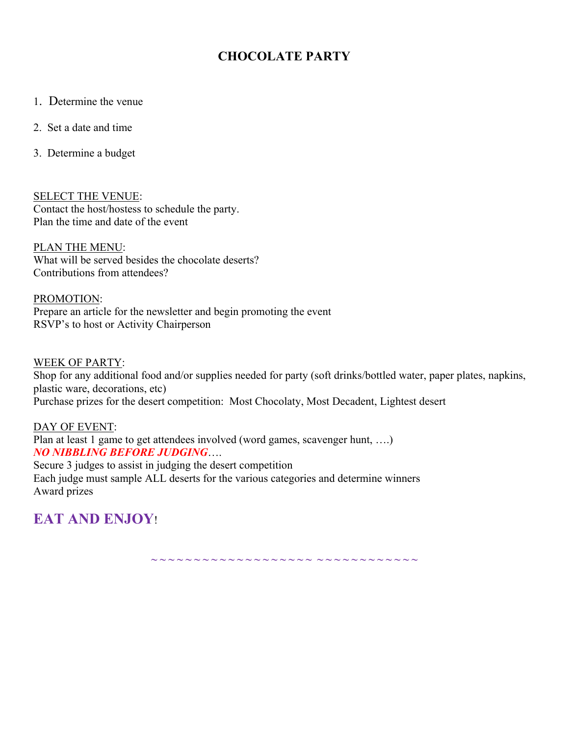# CHOCOLATE PARTY

1. Determine the venue
2. Set a date and time
3. Determine a budget

<u>SELECT THE VENUE</u>:
Contact the host/hostess to schedule the party.
Plan the time and date of the event

<u>PLAN THE MENU</u>:
What will be served besides the chocolate deserts?
Contributions from attendees?

<u>PROMOTION</u>:
Prepare an article for the newsletter and begin promoting the event
RSVP's to host or Activity Chairperson

<u>WEEK OF PARTY</u>:
Shop for any additional food and/or supplies needed for party (soft drinks/bottled water, paper plates, napkins, plastic ware, decorations, etc)
Purchase prizes for the desert competition: Most Chocolaty, Most Decadent, Lightest desert

<u>DAY OF EVENT</u>:
Plan at least 1 game to get attendees involved (word games, scavenger hunt, ….)
***NO NIBBLING BEFORE JUDGING***….
Secure 3 judges to assist in judging the desert competition
Each judge must sample ALL deserts for the various categories and determine winners
Award prizes

## EAT AND ENJOY!

~~~~~~~~~~~~~~~~~~~ ~~~~~~~~~~~~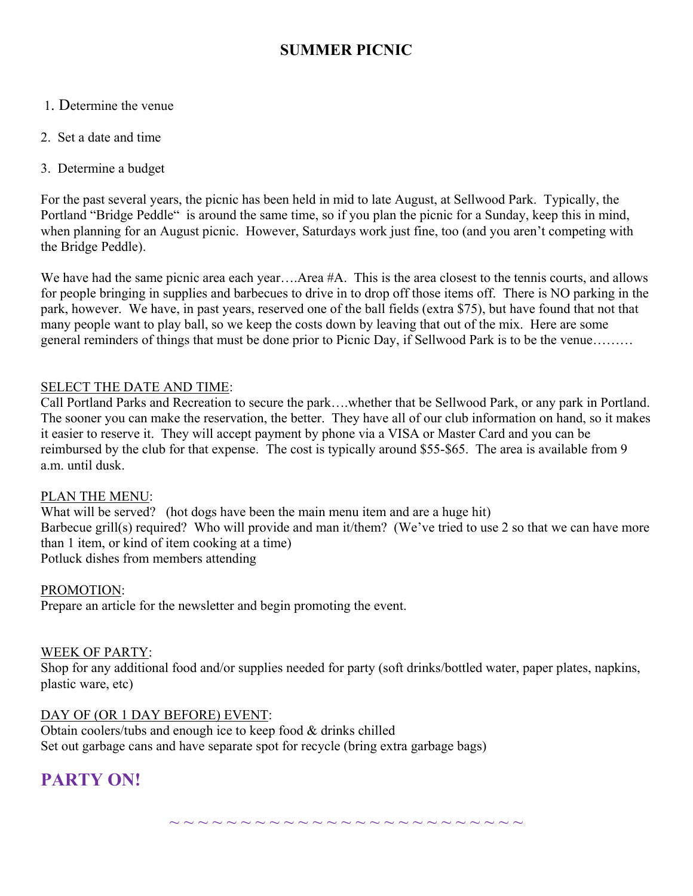# SUMMER PICNIC

1. Determine the venue
2. Set a date and time
3. Determine a budget

For the past several years, the picnic has been held in mid to late August, at Sellwood Park. Typically, the Portland "Bridge Peddle" is around the same time, so if you plan the picnic for a Sunday, keep this in mind, when planning for an August picnic. However, Saturdays work just fine, too (and you aren't competing with the Bridge Peddle).

We have had the same picnic area each year….Area #A. This is the area closest to the tennis courts, and allows for people bringing in supplies and barbecues to drive in to drop off those items off. There is NO parking in the park, however. We have, in past years, reserved one of the ball fields (extra $75), but have found that not that many people want to play ball, so we keep the costs down by leaving that out of the mix. Here are some general reminders of things that must be done prior to Picnic Day, if Sellwood Park is to be the venue………

<u>SELECT THE DATE AND TIME</u>:
Call Portland Parks and Recreation to secure the park….whether that be Sellwood Park, or any park in Portland. The sooner you can make the reservation, the better. They have all of our club information on hand, so it makes it easier to reserve it. They will accept payment by phone via a VISA or Master Card and you can be reimbursed by the club for that expense. The cost is typically around $55-$65. The area is available from 9 a.m. until dusk.

<u>PLAN THE MENU</u>:
What will be served? (hot dogs have been the main menu item and are a huge hit)
Barbecue grill(s) required? Who will provide and man it/them? (We've tried to use 2 so that we can have more than 1 item, or kind of item cooking at a time)
Potluck dishes from members attending

<u>PROMOTION</u>:
Prepare an article for the newsletter and begin promoting the event.

<u>WEEK OF PARTY</u>:
Shop for any additional food and/or supplies needed for party (soft drinks/bottled water, paper plates, napkins, plastic ware, etc)

<u>DAY OF (OR 1 DAY BEFORE) EVENT</u>:
Obtain coolers/tubs and enough ice to keep food & drinks chilled
Set out garbage cans and have separate spot for recycle (bring extra garbage bags)

**PARTY ON!**

~ ~ ~ ~ ~ ~ ~ ~ ~ ~ ~ ~ ~ ~ ~ ~ ~ ~ ~ ~ ~ ~ ~ ~ ~ ~ ~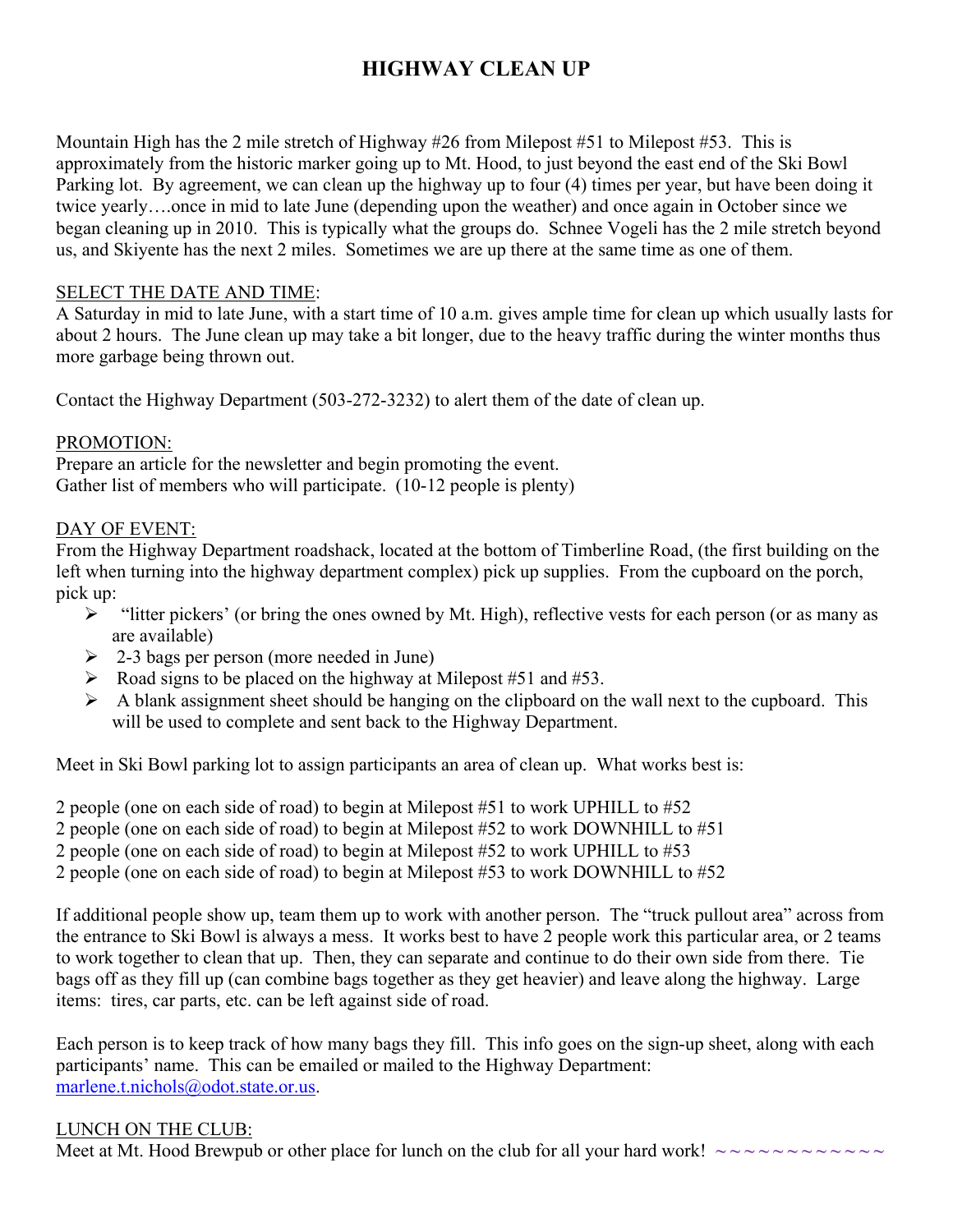# HIGHWAY CLEAN UP

Mountain High has the 2 mile stretch of Highway #26 from Milepost #51 to Milepost #53. This is approximately from the historic marker going up to Mt. Hood, to just beyond the east end of the Ski Bowl Parking lot. By agreement, we can clean up the highway up to four (4) times per year, but have been doing it twice yearly….once in mid to late June (depending upon the weather) and once again in October since we began cleaning up in 2010. This is typically what the groups do. Schnee Vogeli has the 2 mile stretch beyond us, and Skiyente has the next 2 miles. Sometimes we are up there at the same time as one of them.

SELECT THE DATE AND TIME:
A Saturday in mid to late June, with a start time of 10 a.m. gives ample time for clean up which usually lasts for about 2 hours. The June clean up may take a bit longer, due to the heavy traffic during the winter months thus more garbage being thrown out.

Contact the Highway Department (503-272-3232) to alert them of the date of clean up.

PROMOTION:
Prepare an article for the newsletter and begin promoting the event.
Gather list of members who will participate. (10-12 people is plenty)

DAY OF EVENT:
From the Highway Department roadshack, located at the bottom of Timberline Road, (the first building on the left when turning into the highway department complex) pick up supplies. From the cupboard on the porch, pick up:

- "litter pickers' (or bring the ones owned by Mt. High), reflective vests for each person (or as many as are available)
- 2-3 bags per person (more needed in June)
- Road signs to be placed on the highway at Milepost #51 and #53.
- A blank assignment sheet should be hanging on the clipboard on the wall next to the cupboard. This will be used to complete and sent back to the Highway Department.

Meet in Ski Bowl parking lot to assign participants an area of clean up. What works best is:

2 people (one on each side of road) to begin at Milepost #51 to work UPHILL to #52
2 people (one on each side of road) to begin at Milepost #52 to work DOWNHILL to #51
2 people (one on each side of road) to begin at Milepost #52 to work UPHILL to #53
2 people (one on each side of road) to begin at Milepost #53 to work DOWNHILL to #52

If additional people show up, team them up to work with another person. The "truck pullout area" across from the entrance to Ski Bowl is always a mess. It works best to have 2 people work this particular area, or 2 teams to work together to clean that up. Then, they can separate and continue to do their own side from there. Tie bags off as they fill up (can combine bags together as they get heavier) and leave along the highway. Large items: tires, car parts, etc. can be left against side of road.

Each person is to keep track of how many bags they fill. This info goes on the sign-up sheet, along with each participants' name. This can be emailed or mailed to the Highway Department: marlene.t.nichols@odot.state.or.us.

LUNCH ON THE CLUB:
Meet at Mt. Hood Brewpub or other place for lunch on the club for all your hard work! ~~~~~~~~~~~~